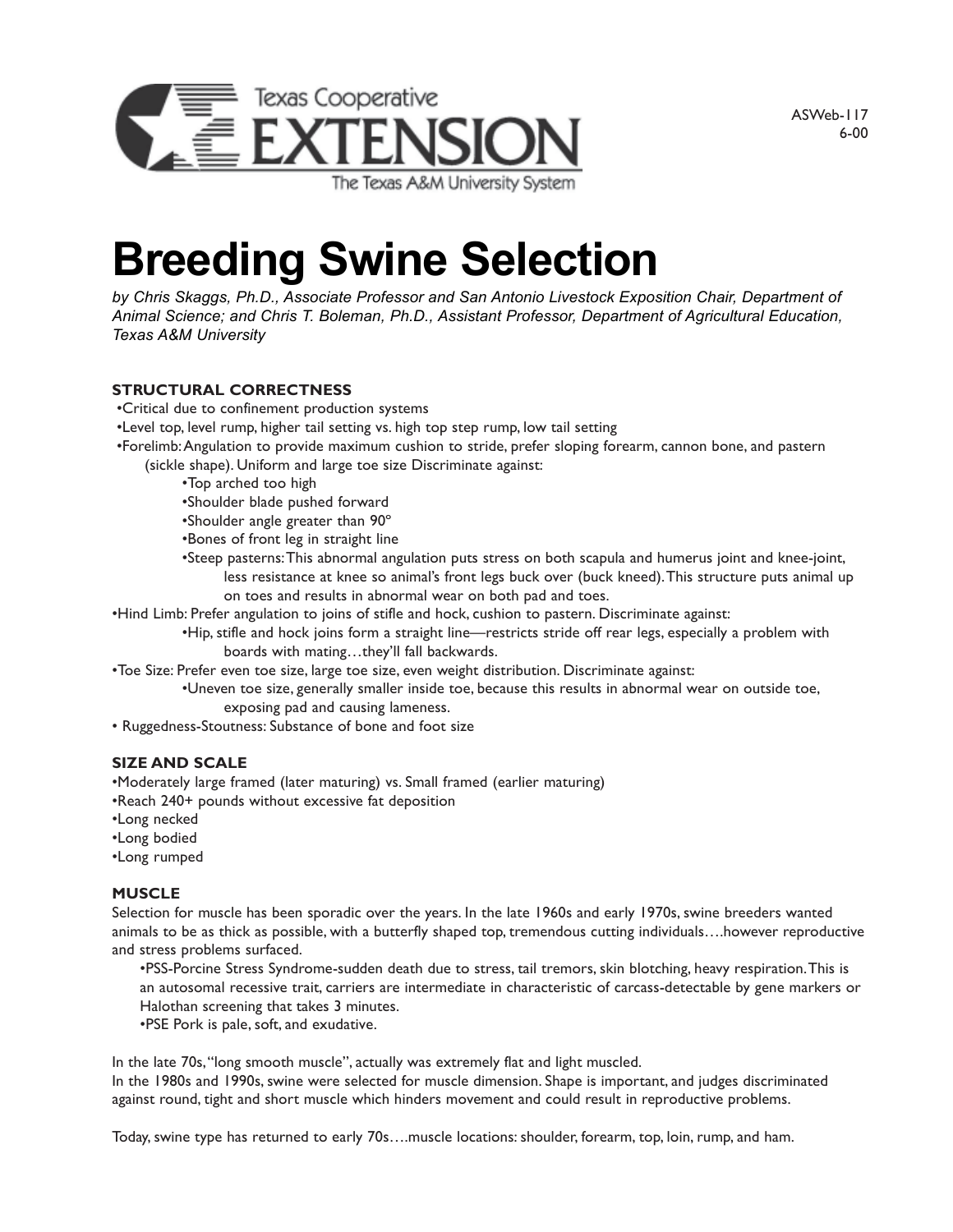Texas Cooperative EXTENSION
The Texas A&M University System

ASWeb-117
6-00

# Breeding Swine Selection

*by Chris Skaggs, Ph.D., Associate Professor and San Antonio Livestock Exposition Chair, Department of Animal Science; and Chris T. Boleman, Ph.D., Assistant Professor, Department of Agricultural Education, Texas A&M University*

### STRUCTURAL CORRECTNESS

- Critical due to confinement production systems
- Level top, level rump, higher tail setting vs. high top step rump, low tail setting
- Forelimb: Angulation to provide maximum cushion to stride, prefer sloping forearm, cannon bone, and pastern (sickle shape). Uniform and large toe size Discriminate against:
    - Top arched too high
    - Shoulder blade pushed forward
    - Shoulder angle greater than 90°
    - Bones of front leg in straight line
    - Steep pasterns: This abnormal angulation puts stress on both scapula and humerus joint and knee-joint, less resistance at knee so animal's front legs buck over (buck kneed). This structure puts animal up on toes and results in abnormal wear on both pad and toes.
- Hind Limb: Prefer angulation to joins of stifle and hock, cushion to pastern. Discriminate against:
    - Hip, stifle and hock joins form a straight line—restricts stride off rear legs, especially a problem with boards with mating…they'll fall backwards.
- Toe Size: Prefer even toe size, large toe size, even weight distribution. Discriminate against:
    - Uneven toe size, generally smaller inside toe, because this results in abnormal wear on outside toe, exposing pad and causing lameness.
- Ruggedness-Stoutness: Substance of bone and foot size

### SIZE AND SCALE

- Moderately large framed (later maturing) vs. Small framed (earlier maturing)
- Reach 240+ pounds without excessive fat deposition
- Long necked
- Long bodied
- Long rumped

### MUSCLE

Selection for muscle has been sporadic over the years. In the late 1960s and early 1970s, swine breeders wanted animals to be as thick as possible, with a butterfly shaped top, tremendous cutting individuals….however reproductive and stress problems surfaced.

- PSS-Porcine Stress Syndrome-sudden death due to stress, tail tremors, skin blotching, heavy respiration. This is an autosomal recessive trait, carriers are intermediate in characteristic of carcass-detectable by gene markers or Halothan screening that takes 3 minutes.
- PSE Pork is pale, soft, and exudative.

In the late 70s, "long smooth muscle", actually was extremely flat and light muscled.
In the 1980s and 1990s, swine were selected for muscle dimension. Shape is important, and judges discriminated against round, tight and short muscle which hinders movement and could result in reproductive problems.

Today, swine type has returned to early 70s….muscle locations: shoulder, forearm, top, loin, rump, and ham.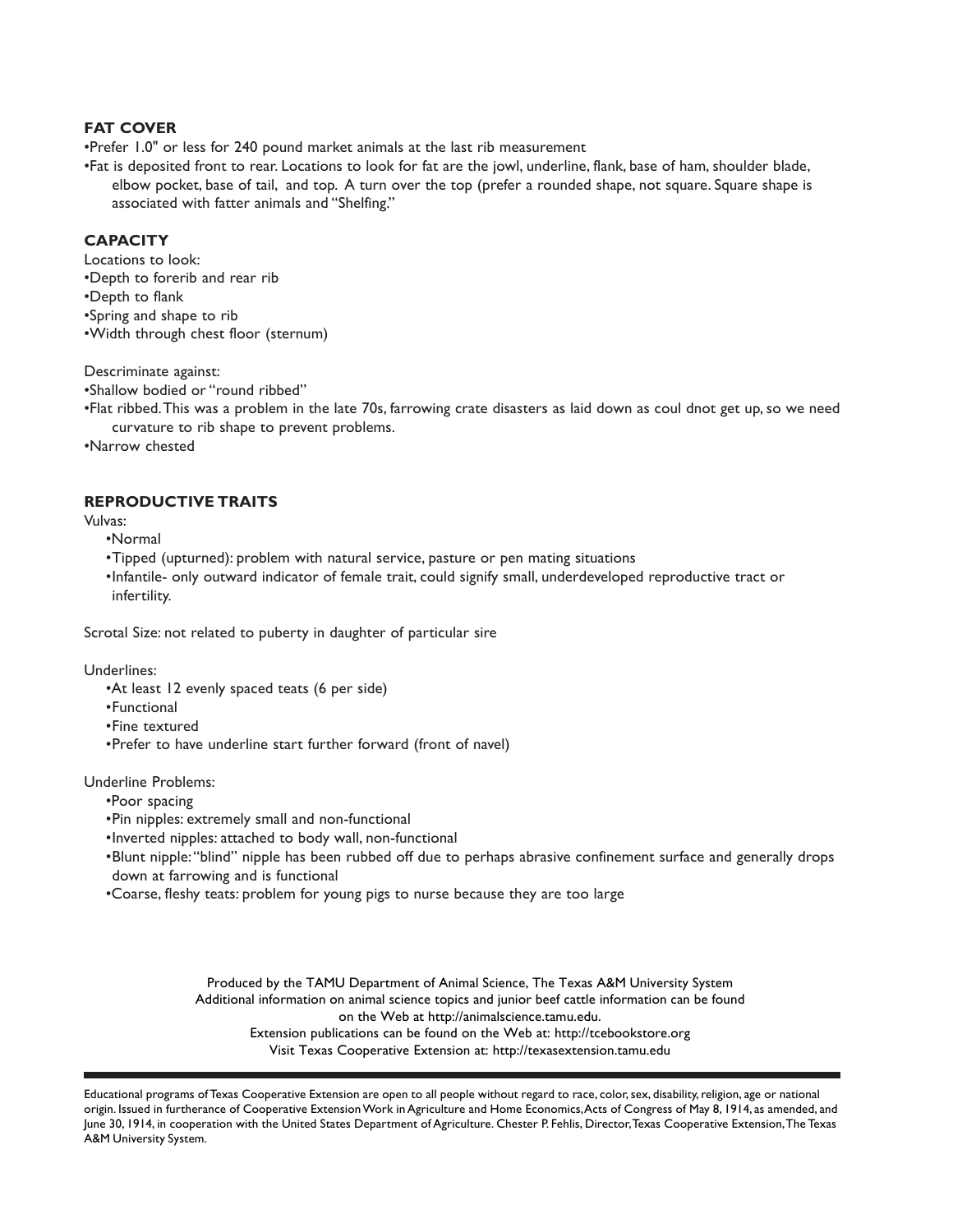### FAT COVER

- Prefer 1.0" or less for 240 pound market animals at the last rib measurement
- Fat is deposited front to rear. Locations to look for fat are the jowl, underline, flank, base of ham, shoulder blade, elbow pocket, base of tail, and top. A turn over the top (prefer a rounded shape, not square. Square shape is associated with fatter animals and "Shelfing."

### CAPACITY

Locations to look:

- Depth to forerib and rear rib
- Depth to flank
- Spring and shape to rib
- Width through chest floor (sternum)

Descriminate against:

- Shallow bodied or "round ribbed"
- Flat ribbed. This was a problem in the late 70s, farrowing crate disasters as laid down as coul dnot get up, so we need curvature to rib shape to prevent problems.
- Narrow chested

### REPRODUCTIVE TRAITS

Vulvas:

- Normal
- Tipped (upturned): problem with natural service, pasture or pen mating situations
- Infantile- only outward indicator of female trait, could signify small, underdeveloped reproductive tract or infertility.

Scrotal Size: not related to puberty in daughter of particular sire

Underlines:

- At least 12 evenly spaced teats (6 per side)
- Functional
- Fine textured
- Prefer to have underline start further forward (front of navel)

Underline Problems:

- Poor spacing
- Pin nipples: extremely small and non-functional
- Inverted nipples: attached to body wall, non-functional
- Blunt nipple: "blind" nipple has been rubbed off due to perhaps abrasive confinement surface and generally drops down at farrowing and is functional
- Coarse, fleshy teats: problem for young pigs to nurse because they are too large

Produced by the TAMU Department of Animal Science, The Texas A&M University System
Additional information on animal science topics and junior beef cattle information can be found on the Web at http://animalscience.tamu.edu.
Extension publications can be found on the Web at: http://tcebookstore.org
Visit Texas Cooperative Extension at: http://texasextension.tamu.edu

Educational programs of Texas Cooperative Extension are open to all people without regard to race, color, sex, disability, religion, age or national origin. Issued in furtherance of Cooperative Extension Work in Agriculture and Home Economics, Acts of Congress of May 8, 1914, as amended, and June 30, 1914, in cooperation with the United States Department of Agriculture. Chester P. Fehlis, Director, Texas Cooperative Extension, The Texas A&M University System.